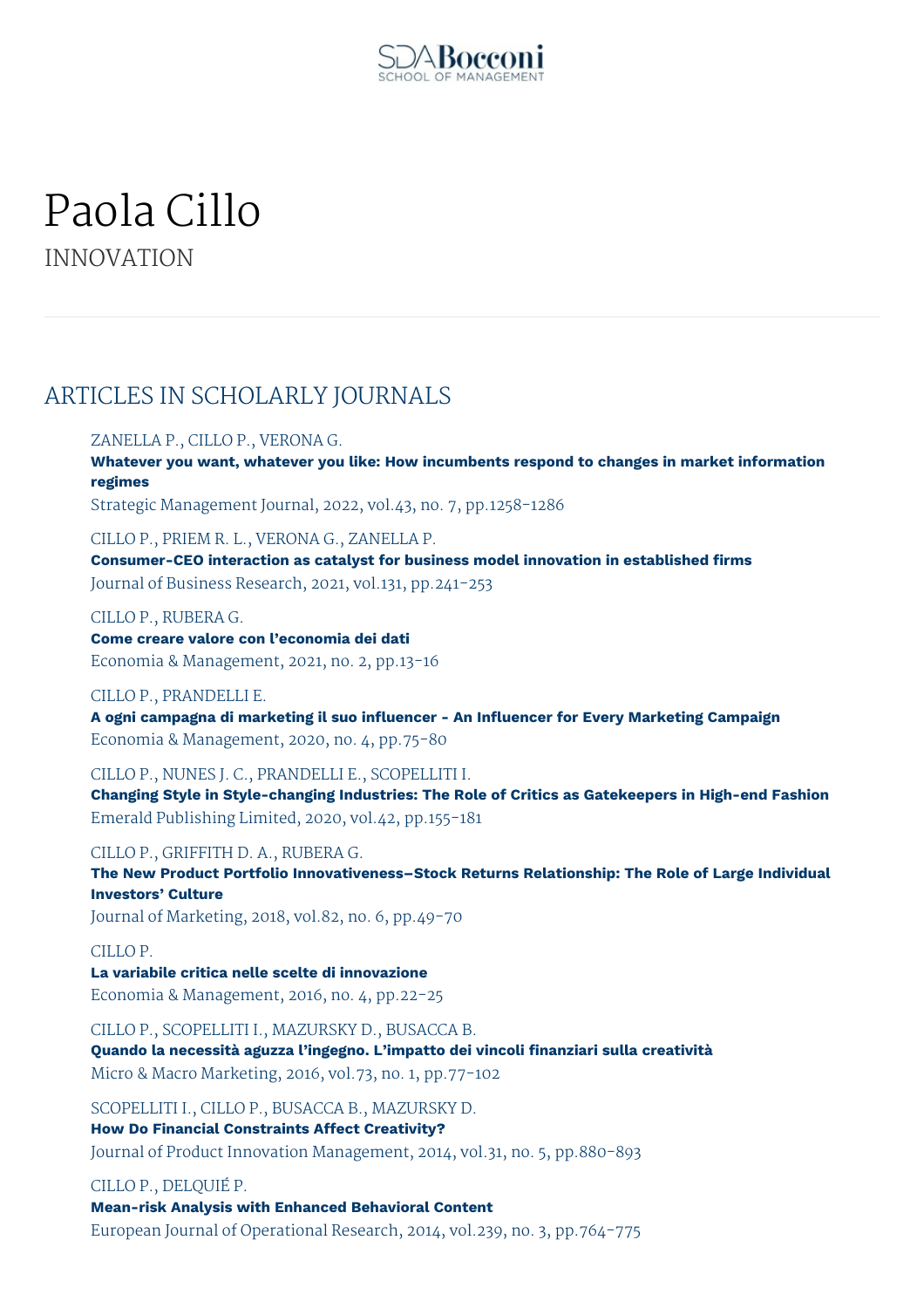# Paola Cillo

INNOVATION

## ARTICLES IN SCHOLARLY JOURNALS

ZANELLA P., CILLO P., VERONA G.
**Whatever you want, whatever you like: How incumbents respond to changes in market information regimes**
Strategic Management Journal, 2022, vol.43, no. 7, pp.1258-1286

CILLO P., PRIEM R. L., VERONA G., ZANELLA P.
**Consumer-CEO interaction as catalyst for business model innovation in established firms**
Journal of Business Research, 2021, vol.131, pp.241-253

CILLO P., RUBERA G.
**Come creare valore con l'economia dei dati**
Economia & Management, 2021, no. 2, pp.13-16

CILLO P., PRANDELLI E.
**A ogni campagna di marketing il suo influencer - An Influencer for Every Marketing Campaign**
Economia & Management, 2020, no. 4, pp.75-80

CILLO P., NUNES J. C., PRANDELLI E., SCOPELLITI I.
**Changing Style in Style-changing Industries: The Role of Critics as Gatekeepers in High-end Fashion**
Emerald Publishing Limited, 2020, vol.42, pp.155-181

CILLO P., GRIFFITH D. A., RUBERA G.
**The New Product Portfolio Innovativeness–Stock Returns Relationship: The Role of Large Individual Investors' Culture**
Journal of Marketing, 2018, vol.82, no. 6, pp.49-70

CILLO P.
**La variabile critica nelle scelte di innovazione**
Economia & Management, 2016, no. 4, pp.22-25

CILLO P., SCOPELLITI I., MAZURSKY D., BUSACCA B.
**Quando la necessità aguzza l'ingegno. L'impatto dei vincoli finanziari sulla creatività**
Micro & Macro Marketing, 2016, vol.73, no. 1, pp.77-102

SCOPELLITI I., CILLO P., BUSACCA B., MAZURSKY D.
**How Do Financial Constraints Affect Creativity?**
Journal of Product Innovation Management, 2014, vol.31, no. 5, pp.880-893

CILLO P., DELQUIÉ P.
**Mean-risk Analysis with Enhanced Behavioral Content**
European Journal of Operational Research, 2014, vol.239, no. 3, pp.764-775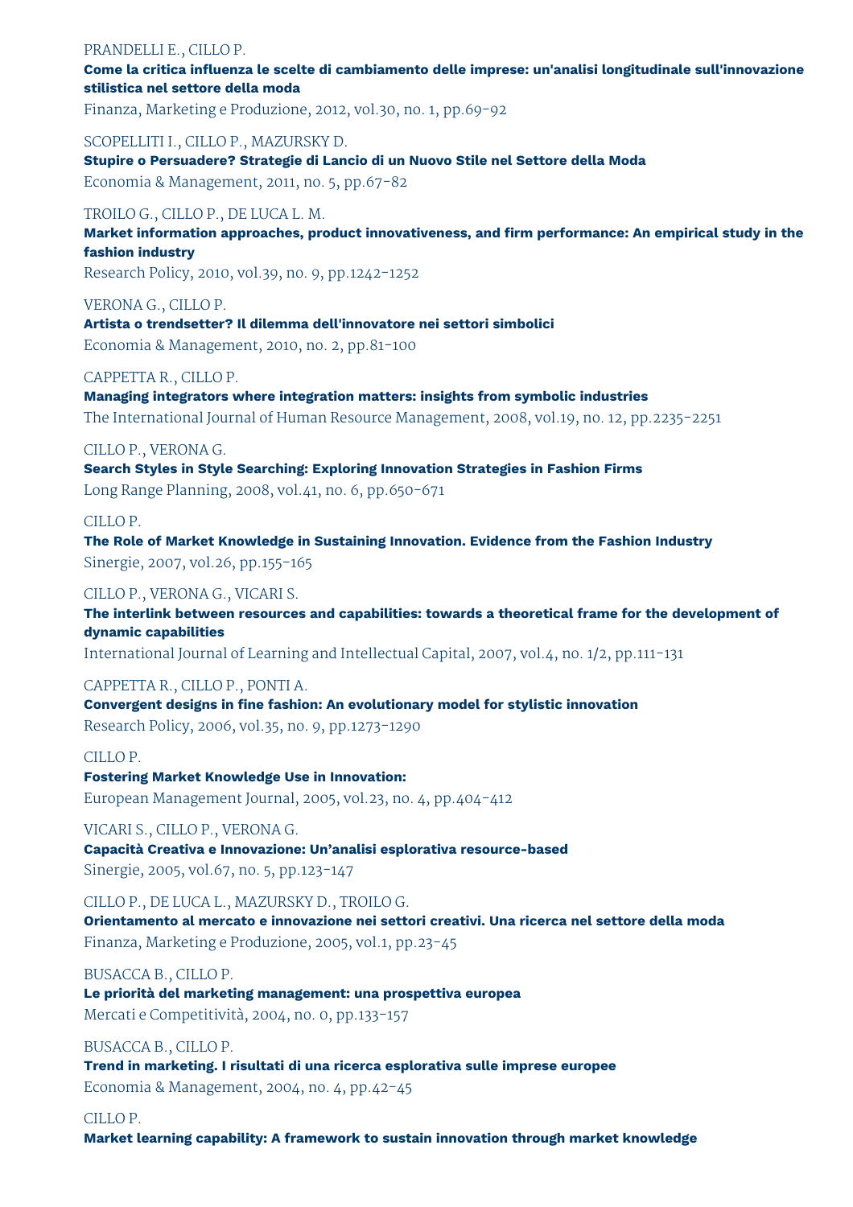PRANDELLI E., CILLO P.
**Come la critica influenza le scelte di cambiamento delle imprese: un'analisi longitudinale sull'innovazione stilistica nel settore della moda**
Finanza, Marketing e Produzione, 2012, vol.30, no. 1, pp.69-92

SCOPELLITI I., CILLO P., MAZURSKY D.
**Stupire o Persuadere? Strategie di Lancio di un Nuovo Stile nel Settore della Moda**
Economia & Management, 2011, no. 5, pp.67-82

TROILO G., CILLO P., DE LUCA L. M.
**Market information approaches, product innovativeness, and firm performance: An empirical study in the fashion industry**
Research Policy, 2010, vol.39, no. 9, pp.1242-1252

VERONA G., CILLO P.
**Artista o trendsetter? Il dilemma dell'innovatore nei settori simbolici**
Economia & Management, 2010, no. 2, pp.81-100

CAPPETTA R., CILLO P.
**Managing integrators where integration matters: insights from symbolic industries**
The International Journal of Human Resource Management, 2008, vol.19, no. 12, pp.2235-2251

CILLO P., VERONA G.
**Search Styles in Style Searching: Exploring Innovation Strategies in Fashion Firms**
Long Range Planning, 2008, vol.41, no. 6, pp.650-671

CILLO P.
**The Role of Market Knowledge in Sustaining Innovation. Evidence from the Fashion Industry**
Sinergie, 2007, vol.26, pp.155-165

CILLO P., VERONA G., VICARI S.
**The interlink between resources and capabilities: towards a theoretical frame for the development of dynamic capabilities**
International Journal of Learning and Intellectual Capital, 2007, vol.4, no. 1/2, pp.111-131

CAPPETTA R., CILLO P., PONTI A.
**Convergent designs in fine fashion: An evolutionary model for stylistic innovation**
Research Policy, 2006, vol.35, no. 9, pp.1273-1290

CILLO P.
**Fostering Market Knowledge Use in Innovation:**
European Management Journal, 2005, vol.23, no. 4, pp.404-412

VICARI S., CILLO P., VERONA G.
**Capacità Creativa e Innovazione: Un'analisi esplorativa resource-based**
Sinergie, 2005, vol.67, no. 5, pp.123-147

CILLO P., DE LUCA L., MAZURSKY D., TROILO G.
**Orientamento al mercato e innovazione nei settori creativi. Una ricerca nel settore della moda**
Finanza, Marketing e Produzione, 2005, vol.1, pp.23-45

BUSACCA B., CILLO P.
**Le priorità del marketing management: una prospettiva europea**
Mercati e Competitività, 2004, no. 0, pp.133-157

BUSACCA B., CILLO P.
**Trend in marketing. I risultati di una ricerca esplorativa sulle imprese europee**
Economia & Management, 2004, no. 4, pp.42-45

CILLO P.
**Market learning capability: A framework to sustain innovation through market knowledge**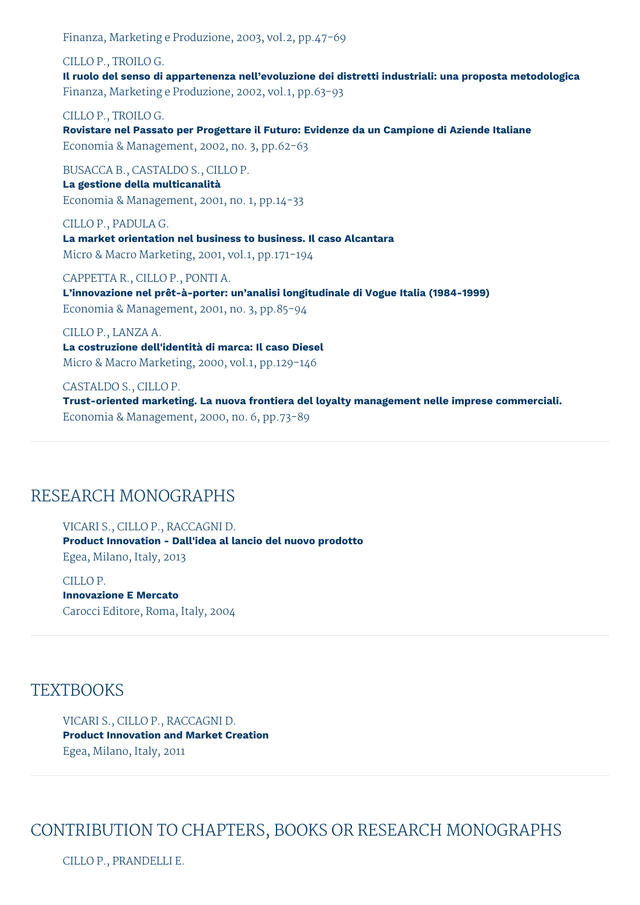Finanza, Marketing e Produzione, 2003, vol.2, pp.47-69

CILLO P., TROILO G.
**Il ruolo del senso di appartenenza nell'evoluzione dei distretti industriali: una proposta metodologica**
Finanza, Marketing e Produzione, 2002, vol.1, pp.63-93

CILLO P., TROILO G.
**Rovistare nel Passato per Progettare il Futuro: Evidenze da un Campione di Aziende Italiane**
Economia & Management, 2002, no. 3, pp.62-63

BUSACCA B., CASTALDO S., CILLO P.
**La gestione della multicanalità**
Economia & Management, 2001, no. 1, pp.14-33

CILLO P., PADULA G.
**La market orientation nel business to business. Il caso Alcantara**
Micro & Macro Marketing, 2001, vol.1, pp.171-194

CAPPETTA R., CILLO P., PONTI A.
**L'innovazione nel prêt-à-porter: un'analisi longitudinale di Vogue Italia (1984-1999)**
Economia & Management, 2001, no. 3, pp.85-94

CILLO P., LANZA A.
**La costruzione dell'identità di marca: Il caso Diesel**
Micro & Macro Marketing, 2000, vol.1, pp.129-146

CASTALDO S., CILLO P.
**Trust-oriented marketing. La nuova frontiera del loyalty management nelle imprese commerciali.**
Economia & Management, 2000, no. 6, pp.73-89

## RESEARCH MONOGRAPHS

VICARI S., CILLO P., RACCAGNI D.
**Product Innovation - Dall'idea al lancio del nuovo prodotto**
Egea, Milano, Italy, 2013

CILLO P.
**Innovazione E Mercato**
Carocci Editore, Roma, Italy, 2004

## TEXTBOOKS

VICARI S., CILLO P., RACCAGNI D.
**Product Innovation and Market Creation**
Egea, Milano, Italy, 2011

## CONTRIBUTION TO CHAPTERS, BOOKS OR RESEARCH MONOGRAPHS

CILLO P., PRANDELLI E.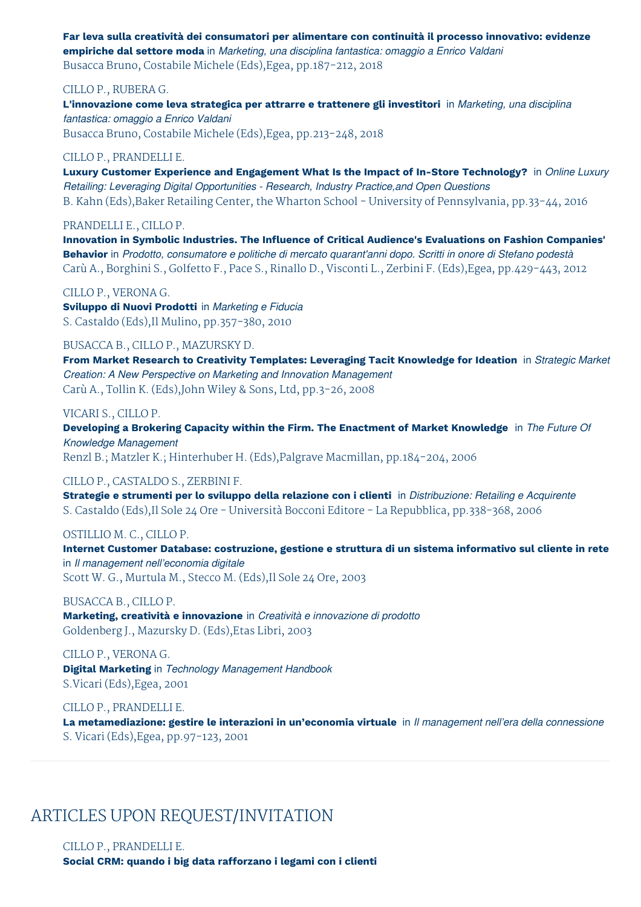**Far leva sulla creatività dei consumatori per alimentare con continuità il processo innovativo: evidenze empiriche dal settore moda** in *Marketing, una disciplina fantastica: omaggio a Enrico Valdani*
Busacca Bruno, Costabile Michele (Eds),Egea, pp.187-212, 2018

CILLO P., RUBERA G.
**L'innovazione come leva strategica per attrarre e trattenere gli investitori** in *Marketing, una disciplina fantastica: omaggio a Enrico Valdani*
Busacca Bruno, Costabile Michele (Eds),Egea, pp.213-248, 2018

CILLO P., PRANDELLI E.
**Luxury Customer Experience and Engagement What Is the Impact of In-Store Technology?** in *Online Luxury Retailing: Leveraging Digital Opportunities - Research, Industry Practice,and Open Questions*
B. Kahn (Eds),Baker Retailing Center, the Wharton School - University of Pennsylvania, pp.33-44, 2016

PRANDELLI E., CILLO P.
**Innovation in Symbolic Industries. The Influence of Critical Audience's Evaluations on Fashion Companies' Behavior** in *Prodotto, consumatore e politiche di mercato quarant'anni dopo. Scritti in onore di Stefano podestà*
Carù A., Borghini S., Golfetto F., Pace S., Rinallo D., Visconti L., Zerbini F. (Eds),Egea, pp.429-443, 2012

CILLO P., VERONA G.
**Sviluppo di Nuovi Prodotti** in *Marketing e Fiducia*
S. Castaldo (Eds),Il Mulino, pp.357-380, 2010

BUSACCA B., CILLO P., MAZURSKY D.
**From Market Research to Creativity Templates: Leveraging Tacit Knowledge for Ideation** in *Strategic Market Creation: A New Perspective on Marketing and Innovation Management*
Carù A., Tollin K. (Eds),John Wiley & Sons, Ltd, pp.3-26, 2008

VICARI S., CILLO P.
**Developing a Brokering Capacity within the Firm. The Enactment of Market Knowledge** in *The Future Of Knowledge Management*
Renzl B.; Matzler K.; Hinterhuber H. (Eds),Palgrave Macmillan, pp.184-204, 2006

CILLO P., CASTALDO S., ZERBINI F.
**Strategie e strumenti per lo sviluppo della relazione con i clienti** in *Distribuzione: Retailing e Acquirente*
S. Castaldo (Eds),Il Sole 24 Ore - Università Bocconi Editore - La Repubblica, pp.338-368, 2006

OSTILLIO M. C., CILLO P.
**Internet Customer Database: costruzione, gestione e struttura di un sistema informativo sul cliente in rete** in *Il management nell'economia digitale*
Scott W. G., Murtula M., Stecco M. (Eds),Il Sole 24 Ore, 2003

BUSACCA B., CILLO P.
**Marketing, creatività e innovazione** in *Creatività e innovazione di prodotto*
Goldenberg J., Mazursky D. (Eds),Etas Libri, 2003

CILLO P., VERONA G.
**Digital Marketing** in *Technology Management Handbook*
S.Vicari (Eds),Egea, 2001

CILLO P., PRANDELLI E.
**La metamediazione: gestire le interazioni in un'economia virtuale** in *Il management nell'era della connessione*
S. Vicari (Eds),Egea, pp.97-123, 2001

## ARTICLES UPON REQUEST/INVITATION

CILLO P., PRANDELLI E.
**Social CRM: quando i big data rafforzano i legami con i clienti**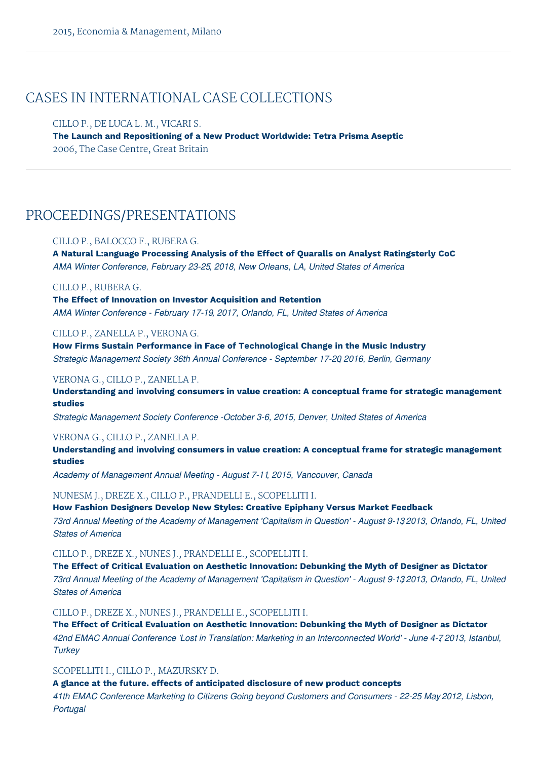2015, Economia & Management, Milano

## CASES IN INTERNATIONAL CASE COLLECTIONS

CILLO P., DE LUCA L. M., VICARI S.
**The Launch and Repositioning of a New Product Worldwide: Tetra Prisma Aseptic**
2006, The Case Centre, Great Britain

## PROCEEDINGS/PRESENTATIONS

CILLO P., BALOCCO F., RUBERA G.
**A Natural L:anguage Processing Analysis of the Effect of Quaralls on Analyst Ratingsterly CoC**
*AMA Winter Conference, February 23-25, 2018, New Orleans, LA, United States of America*

CILLO P., RUBERA G.
**The Effect of Innovation on Investor Acquisition and Retention**
*AMA Winter Conference - February 17-19, 2017, Orlando, FL, United States of America*

CILLO P., ZANELLA P., VERONA G.
**How Firms Sustain Performance in Face of Technological Change in the Music Industry**
*Strategic Management Society 36th Annual Conference - September 17-20, 2016, Berlin, Germany*

VERONA G., CILLO P., ZANELLA P.
**Understanding and involving consumers in value creation: A conceptual frame for strategic management studies**
*Strategic Management Society Conference -October 3-6, 2015, Denver, United States of America*

VERONA G., CILLO P., ZANELLA P.
**Understanding and involving consumers in value creation: A conceptual frame for strategic management studies**
*Academy of Management Annual Meeting - August 7-11, 2015, Vancouver, Canada*

NUNESM J., DREZE X., CILLO P., PRANDELLI E., SCOPELLITI I.
**How Fashion Designers Develop New Styles: Creative Epiphany Versus Market Feedback**
*73rd Annual Meeting of the Academy of Management 'Capitalism in Question' - August 9-13, 2013, Orlando, FL, United States of America*

CILLO P., DREZE X., NUNES J., PRANDELLI E., SCOPELLITI I.
**The Effect of Critical Evaluation on Aesthetic Innovation: Debunking the Myth of Designer as Dictator**
*73rd Annual Meeting of the Academy of Management 'Capitalism in Question' - August 9-13, 2013, Orlando, FL, United States of America*

CILLO P., DREZE X., NUNES J., PRANDELLI E., SCOPELLITI I.
**The Effect of Critical Evaluation on Aesthetic Innovation: Debunking the Myth of Designer as Dictator**
*42nd EMAC Annual Conference 'Lost in Translation: Marketing in an Interconnected World' - June 4-7, 2013, Istanbul, Turkey*

SCOPELLITI I., CILLO P., MAZURSKY D.
**A glance at the future. effects of anticipated disclosure of new product concepts**
*41th EMAC Conference Marketing to Citizens Going beyond Customers and Consumers - 22-25 May 2012, Lisbon, Portugal*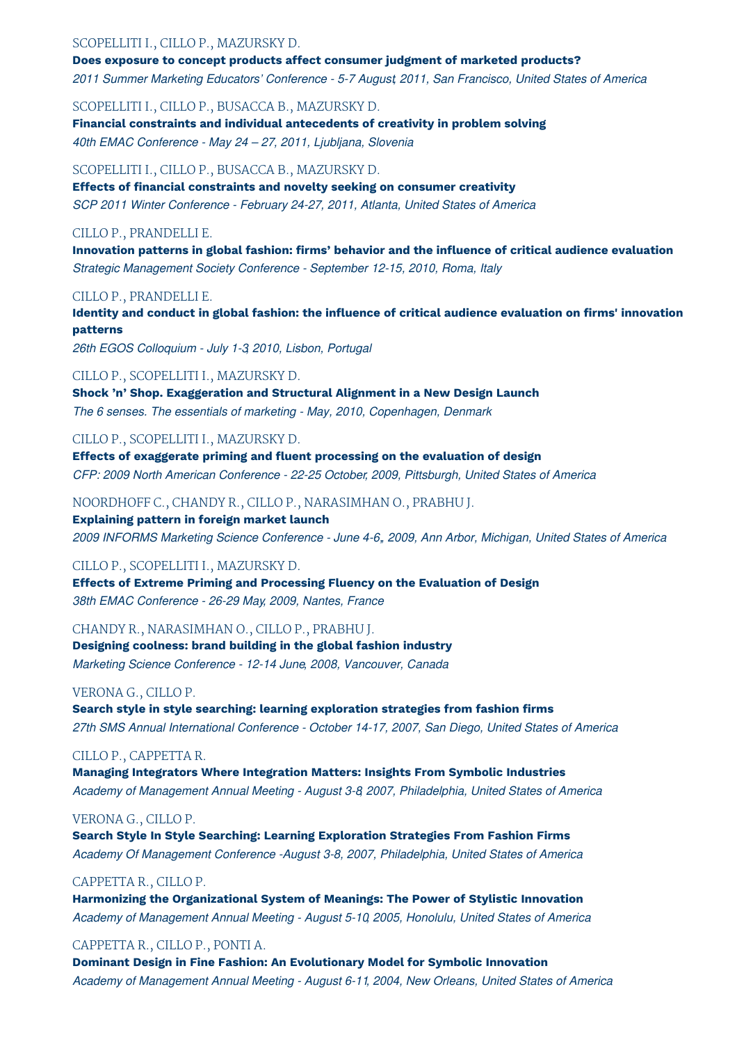SCOPELLITI I., CILLO P., MAZURSKY D.

**Does exposure to concept products affect consumer judgment of marketed products?**

*2011 Summer Marketing Educators' Conference - 5-7 August, 2011, San Francisco, United States of America*

SCOPELLITI I., CILLO P., BUSACCA B., MAZURSKY D.

**Financial constraints and individual antecedents of creativity in problem solving**

*40th EMAC Conference - May 24 – 27, 2011, Ljubljana, Slovenia*

SCOPELLITI I., CILLO P., BUSACCA B., MAZURSKY D.

**Effects of financial constraints and novelty seeking on consumer creativity**

*SCP 2011 Winter Conference - February 24-27, 2011, Atlanta, United States of America*

CILLO P., PRANDELLI E.

**Innovation patterns in global fashion: firms' behavior and the influence of critical audience evaluation**

*Strategic Management Society Conference - September 12-15, 2010, Roma, Italy*

CILLO P., PRANDELLI E.

**Identity and conduct in global fashion: the influence of critical audience evaluation on firms' innovation patterns**

*26th EGOS Colloquium - July 1-3, 2010, Lisbon, Portugal*

CILLO P., SCOPELLITI I., MAZURSKY D.

**Shock 'n' Shop. Exaggeration and Structural Alignment in a New Design Launch**

*The 6 senses. The essentials of marketing - May, 2010, Copenhagen, Denmark*

CILLO P., SCOPELLITI I., MAZURSKY D.

**Effects of exaggerate priming and fluent processing on the evaluation of design**

*CFP: 2009 North American Conference - 22-25 October, 2009, Pittsburgh, United States of America*

NOORDHOFF C., CHANDY R., CILLO P., NARASIMHAN O., PRABHU J.

**Explaining pattern in foreign market launch**

*2009 INFORMS Marketing Science Conference - June 4-6,, 2009, Ann Arbor, Michigan, United States of America*

CILLO P., SCOPELLITI I., MAZURSKY D.

**Effects of Extreme Priming and Processing Fluency on the Evaluation of Design**

*38th EMAC Conference - 26-29 May, 2009, Nantes, France*

CHANDY R., NARASIMHAN O., CILLO P., PRABHU J.

**Designing coolness: brand building in the global fashion industry**

*Marketing Science Conference - 12-14 June, 2008, Vancouver, Canada*

VERONA G., CILLO P.

**Search style in style searching: learning exploration strategies from fashion firms**

*27th SMS Annual International Conference - October 14-17, 2007, San Diego, United States of America*

CILLO P., CAPPETTA R.

**Managing Integrators Where Integration Matters: Insights From Symbolic Industries**

*Academy of Management Annual Meeting - August 3-8, 2007, Philadelphia, United States of America*

VERONA G., CILLO P.

**Search Style In Style Searching: Learning Exploration Strategies From Fashion Firms**

*Academy Of Management Conference -August 3-8, 2007, Philadelphia, United States of America*

CAPPETTA R., CILLO P.

**Harmonizing the Organizational System of Meanings: The Power of Stylistic Innovation**

*Academy of Management Annual Meeting - August 5-10, 2005, Honolulu, United States of America*

CAPPETTA R., CILLO P., PONTI A.

**Dominant Design in Fine Fashion: An Evolutionary Model for Symbolic Innovation**

*Academy of Management Annual Meeting - August 6-11, 2004, New Orleans, United States of America*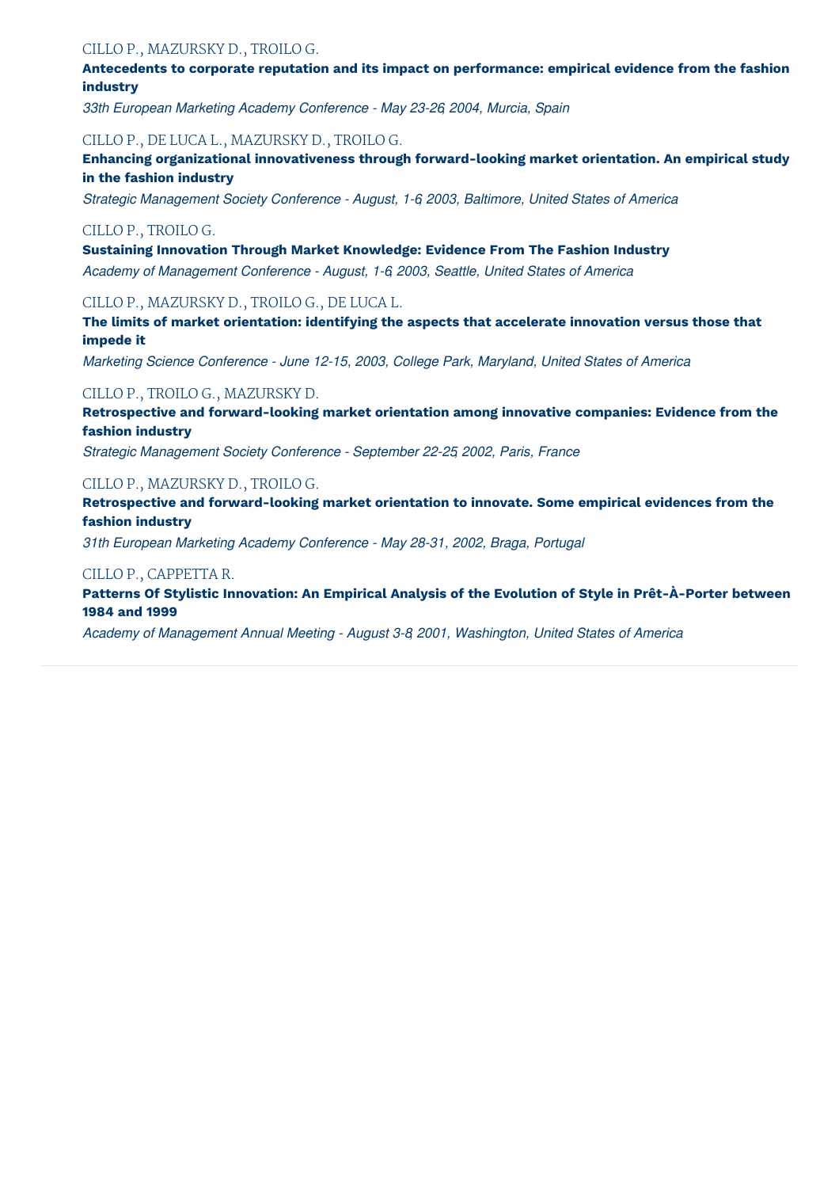CILLO P., MAZURSKY D., TROILO G.

**Antecedents to corporate reputation and its impact on performance: empirical evidence from the fashion industry**

*33th European Marketing Academy Conference - May 23-26, 2004, Murcia, Spain*

CILLO P., DE LUCA L., MAZURSKY D., TROILO G.

**Enhancing organizational innovativeness through forward-looking market orientation. An empirical study in the fashion industry**

*Strategic Management Society Conference - August, 1-6, 2003, Baltimore, United States of America*

CILLO P., TROILO G.

**Sustaining Innovation Through Market Knowledge: Evidence From The Fashion Industry**

*Academy of Management Conference - August, 1-6, 2003, Seattle, United States of America*

CILLO P., MAZURSKY D., TROILO G., DE LUCA L.

**The limits of market orientation: identifying the aspects that accelerate innovation versus those that impede it**

*Marketing Science Conference - June 12-15, 2003, College Park, Maryland, United States of America*

CILLO P., TROILO G., MAZURSKY D.

**Retrospective and forward-looking market orientation among innovative companies: Evidence from the fashion industry**

*Strategic Management Society Conference - September 22-25, 2002, Paris, France*

CILLO P., MAZURSKY D., TROILO G.

**Retrospective and forward-looking market orientation to innovate. Some empirical evidences from the fashion industry**

*31th European Marketing Academy Conference - May 28-31, 2002, Braga, Portugal*

CILLO P., CAPPETTA R.

**Patterns Of Stylistic Innovation: An Empirical Analysis of the Evolution of Style in Prêt-À-Porter between 1984 and 1999**

*Academy of Management Annual Meeting - August 3-8, 2001, Washington, United States of America*